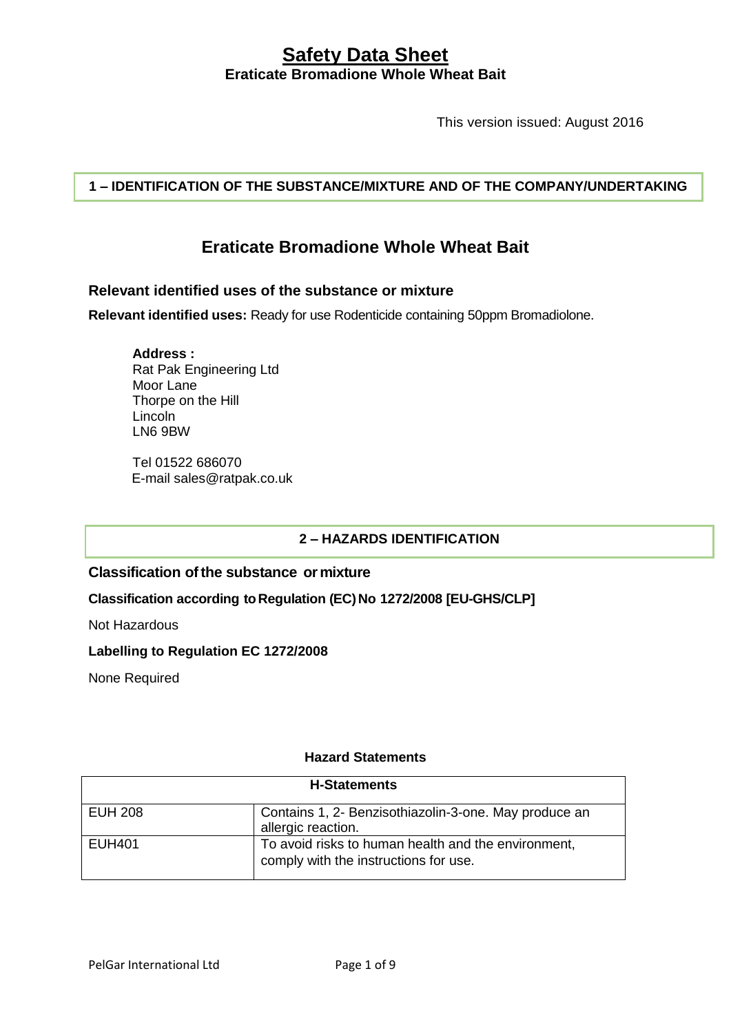# Safety Data Sheet

**Eraticate Bromadione Whole Wheat Bait**

This version issued: August 2016

## 1 – IDENTIFICATION OF THE SUBSTANCE/MIXTURE AND OF THE COMPANY/UNDERTAKING

## Eraticate Bromadione Whole Wheat Bait

### Relevant identified uses of the substance or mixture

**Relevant identified uses:** Ready for use Rodenticide containing 50ppm Bromadiolone.

**Address :**
Rat Pak Engineering Ltd
Moor Lane
Thorpe on the Hill
Lincoln
LN6 9BW

Tel 01522 686070
E-mail sales@ratpak.co.uk

## 2 – HAZARDS IDENTIFICATION

### Classification of the substance or mixture

**Classification according to Regulation (EC) No 1272/2008 [EU-GHS/CLP]**

Not Hazardous

**Labelling to Regulation EC 1272/2008**

None Required

**Hazard Statements**

| H-Statements | |
|---|---|
| EUH 208 | Contains 1, 2- Benzisothiazolin-3-one. May produce an allergic reaction. |
| EUH401 | To avoid risks to human health and the environment, comply with the instructions for use. |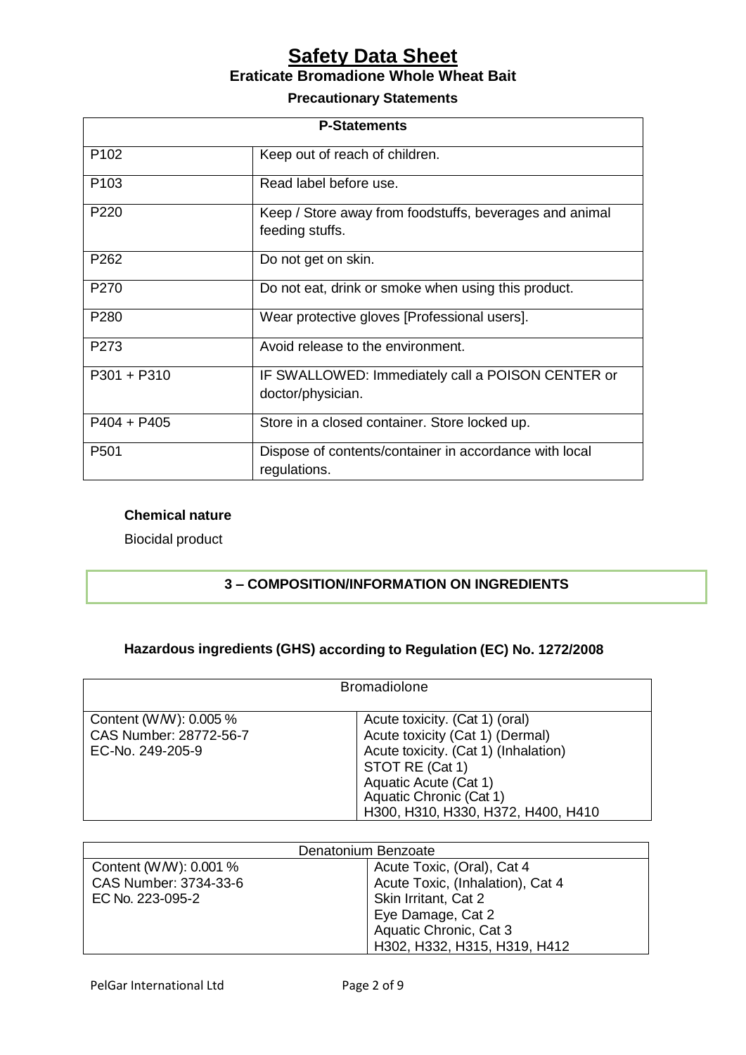# Safety Data Sheet

## Eraticate Bromadione Whole Wheat Bait

### Precautionary Statements

| P-Statements | |
|---|---|
| P102 | Keep out of reach of children. |
| P103 | Read label before use. |
| P220 | Keep / Store away from foodstuffs, beverages and animal feeding stuffs. |
| P262 | Do not get on skin. |
| P270 | Do not eat, drink or smoke when using this product. |
| P280 | Wear protective gloves [Professional users]. |
| P273 | Avoid release to the environment. |
| P301 + P310 | IF SWALLOWED: Immediately call a POISON CENTER or doctor/physician. |
| P404 + P405 | Store in a closed container. Store locked up. |
| P501 | Dispose of contents/container in accordance with local regulations. |

**Chemical nature**

Biocidal product

## 3 – COMPOSITION/INFORMATION ON INGREDIENTS

### Hazardous ingredients (GHS) according to Regulation (EC) No. 1272/2008

| Bromadiolone | |
|---|---|
| Content (W/W): 0.005 %<br>CAS Number: 28772-56-7<br>EC-No. 249-205-9 | Acute toxicity. (Cat 1) (oral)<br>Acute toxicity (Cat 1) (Dermal)<br>Acute toxicity. (Cat 1) (Inhalation)<br>STOT RE (Cat 1)<br>Aquatic Acute (Cat 1)<br>Aquatic Chronic (Cat 1)<br>H300, H310, H330, H372, H400, H410 |

| Denatonium Benzoate | |
|---|---|
| Content (W/W): 0.001 %<br>CAS Number: 3734-33-6<br>EC No. 223-095-2 | Acute Toxic, (Oral), Cat 4<br>Acute Toxic, (Inhalation), Cat 4<br>Skin Irritant, Cat 2<br>Eye Damage, Cat 2<br>Aquatic Chronic, Cat 3<br>H302, H332, H315, H319, H412 |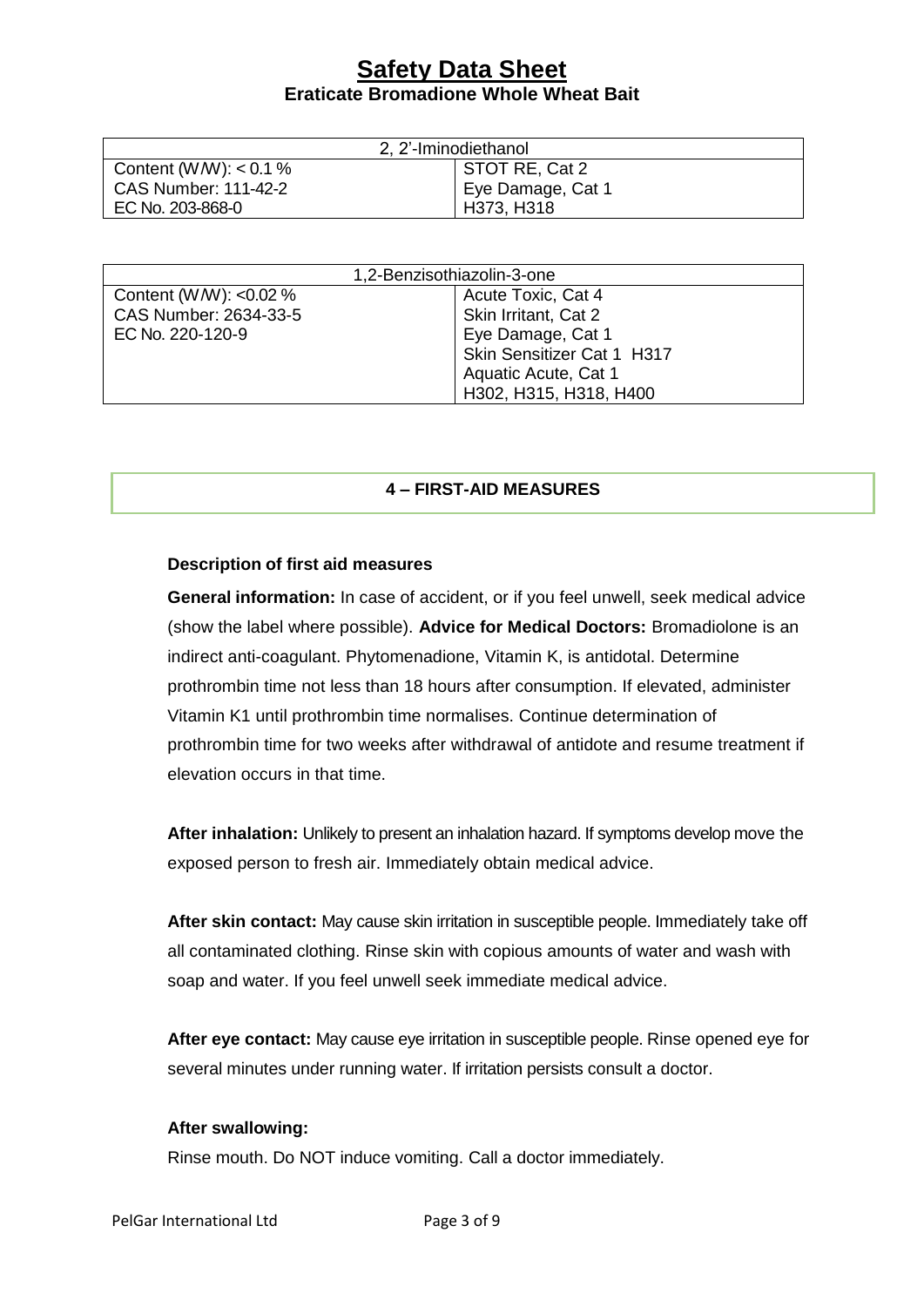| 2, 2'-Iminodiethanol | |
|---|---|
| Content (W/W): < 0.1 % | STOT RE, Cat 2 |
| CAS Number: 111-42-2 | Eye Damage, Cat 1 |
| EC No. 203-868-0 | H373, H318 |

| 1,2-Benzisothiazolin-3-one | |
|---|---|
| Content (W/W): <0.02 % | Acute Toxic, Cat 4 |
| CAS Number: 2634-33-5 | Skin Irritant, Cat 2 |
| EC No. 220-120-9 | Eye Damage, Cat 1 |
| | Skin Sensitizer Cat 1 H317 |
| | Aquatic Acute, Cat 1 |
| | H302, H315, H318, H400 |

## 4 – FIRST-AID MEASURES

**Description of first aid measures**

**General information:** In case of accident, or if you feel unwell, seek medical advice (show the label where possible). **Advice for Medical Doctors:** Bromadiolone is an indirect anti-coagulant. Phytomenadione, Vitamin K, is antidotal. Determine prothrombin time not less than 18 hours after consumption. If elevated, administer Vitamin K1 until prothrombin time normalises. Continue determination of prothrombin time for two weeks after withdrawal of antidote and resume treatment if elevation occurs in that time.

**After inhalation:** Unlikely to present an inhalation hazard. If symptoms develop move the exposed person to fresh air. Immediately obtain medical advice.

**After skin contact:** May cause skin irritation in susceptible people. Immediately take off all contaminated clothing. Rinse skin with copious amounts of water and wash with soap and water. If you feel unwell seek immediate medical advice.

**After eye contact:** May cause eye irritation in susceptible people. Rinse opened eye for several minutes under running water. If irritation persists consult a doctor.

**After swallowing:**

Rinse mouth. Do NOT induce vomiting. Call a doctor immediately.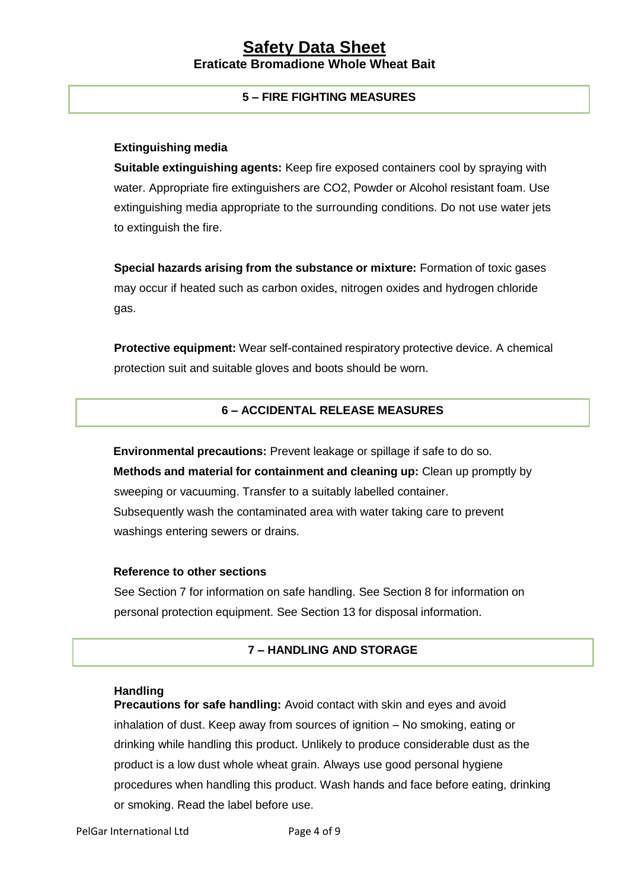## 5 – FIRE FIGHTING MEASURES

**Extinguishing media**

**Suitable extinguishing agents:** Keep fire exposed containers cool by spraying with water. Appropriate fire extinguishers are $CO_2$, Powder or Alcohol resistant foam. Use extinguishing media appropriate to the surrounding conditions. Do not use water jets to extinguish the fire.

**Special hazards arising from the substance or mixture:** Formation of toxic gases may occur if heated such as carbon oxides, nitrogen oxides and hydrogen chloride gas.

**Protective equipment:** Wear self-contained respiratory protective device. A chemical protection suit and suitable gloves and boots should be worn.

## 6 – ACCIDENTAL RELEASE MEASURES

**Environmental precautions:** Prevent leakage or spillage if safe to do so.

**Methods and material for containment and cleaning up:** Clean up promptly by sweeping or vacuuming. Transfer to a suitably labelled container. Subsequently wash the contaminated area with water taking care to prevent washings entering sewers or drains.

**Reference to other sections**

See Section 7 for information on safe handling. See Section 8 for information on personal protection equipment. See Section 13 for disposal information.

## 7 – HANDLING AND STORAGE

**Handling**

**Precautions for safe handling:** Avoid contact with skin and eyes and avoid inhalation of dust. Keep away from sources of ignition – No smoking, eating or drinking while handling this product. Unlikely to produce considerable dust as the product is a low dust whole wheat grain. Always use good personal hygiene procedures when handling this product. Wash hands and face before eating, drinking or smoking. Read the label before use.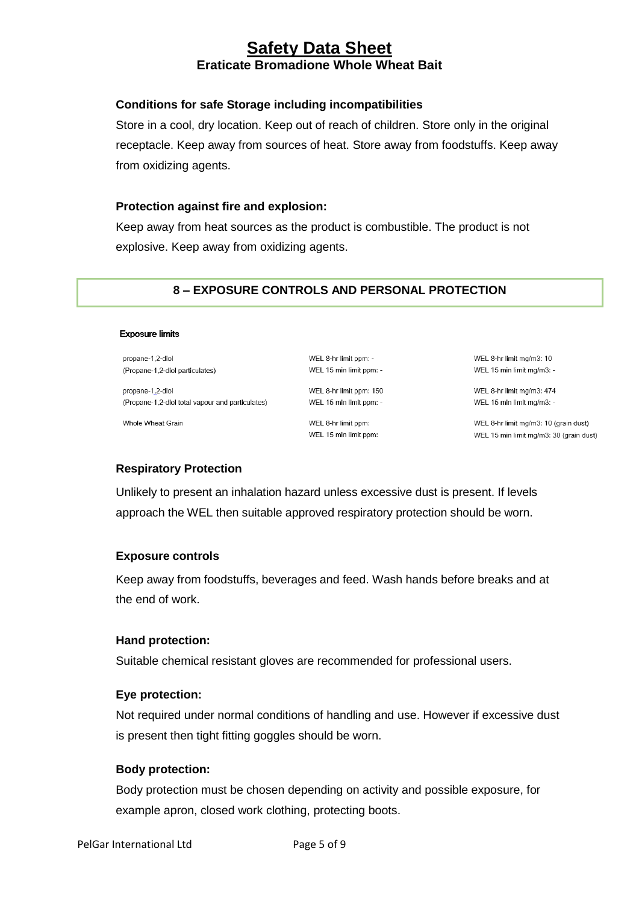### Conditions for safe Storage including incompatibilities

Store in a cool, dry location. Keep out of reach of children. Store only in the original receptacle. Keep away from sources of heat. Store away from foodstuffs. Keep away from oxidizing agents.

### Protection against fire and explosion:

Keep away from heat sources as the product is combustible. The product is not explosive. Keep away from oxidizing agents.

## 8 – EXPOSURE CONTROLS AND PERSONAL PROTECTION

**Exposure limits**

| Substance | WEL limits (ppm) | WEL limits (mg/m3) |
|---|---|---|
| propane-1,2-diol (Propane-1,2-diol particulates) | WEL 8-hr limit ppm: - <br> WEL 15 min limit ppm: - | WEL 8-hr limit mg/m3: 10 <br> WEL 15 min limit mg/m3: - |
| propane-1,2-diol (Propane-1,2-diol total vapour and particulates) | WEL 8-hr limit ppm: 150 <br> WEL 15 min limit ppm: - | WEL 8-hr limit mg/m3: 474 <br> WEL 15 min limit mg/m3: - |
| Whole Wheat Grain | WEL 8-hr limit ppm: <br> WEL 15 min limit ppm: | WEL 8-hr limit mg/m3: 10 (grain dust) <br> WEL 15 min limit mg/m3: 30 (grain dust) |

### Respiratory Protection

Unlikely to present an inhalation hazard unless excessive dust is present. If levels approach the WEL then suitable approved respiratory protection should be worn.

### Exposure controls

Keep away from foodstuffs, beverages and feed. Wash hands before breaks and at the end of work.

### Hand protection:

Suitable chemical resistant gloves are recommended for professional users.

### Eye protection:

Not required under normal conditions of handling and use. However if excessive dust is present then tight fitting goggles should be worn.

### Body protection:

Body protection must be chosen depending on activity and possible exposure, for example apron, closed work clothing, protecting boots.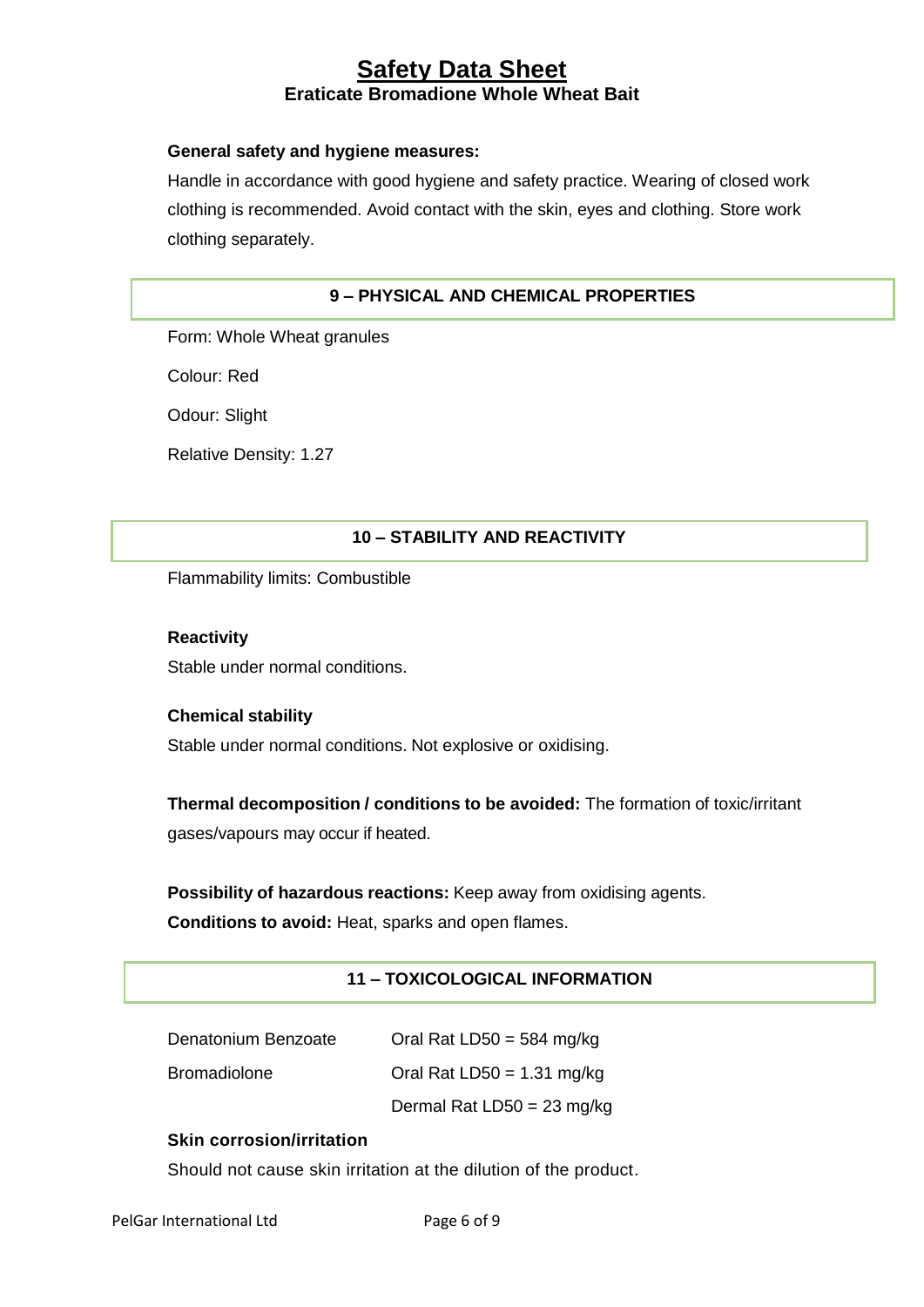**General safety and hygiene measures:**

Handle in accordance with good hygiene and safety practice. Wearing of closed work clothing is recommended. Avoid contact with the skin, eyes and clothing. Store work clothing separately.

## 9 – PHYSICAL AND CHEMICAL PROPERTIES

Form: Whole Wheat granules

Colour: Red

Odour: Slight

Relative Density: 1.27

## 10 – STABILITY AND REACTIVITY

Flammability limits: Combustible

**Reactivity**

Stable under normal conditions.

**Chemical stability**

Stable under normal conditions. Not explosive or oxidising.

**Thermal decomposition / conditions to be avoided:** The formation of toxic/irritant gases/vapours may occur if heated.

**Possibility of hazardous reactions:** Keep away from oxidising agents.
**Conditions to avoid:** Heat, sparks and open flames.

## 11 – TOXICOLOGICAL INFORMATION

| | |
|---|---|
| Denatonium Benzoate | Oral Rat LD50 = 584 mg/kg |
| Bromadiolone | Oral Rat LD50 = 1.31 mg/kg |
| | Dermal Rat LD50 = 23 mg/kg |

**Skin corrosion/irritation**

Should not cause skin irritation at the dilution of the product.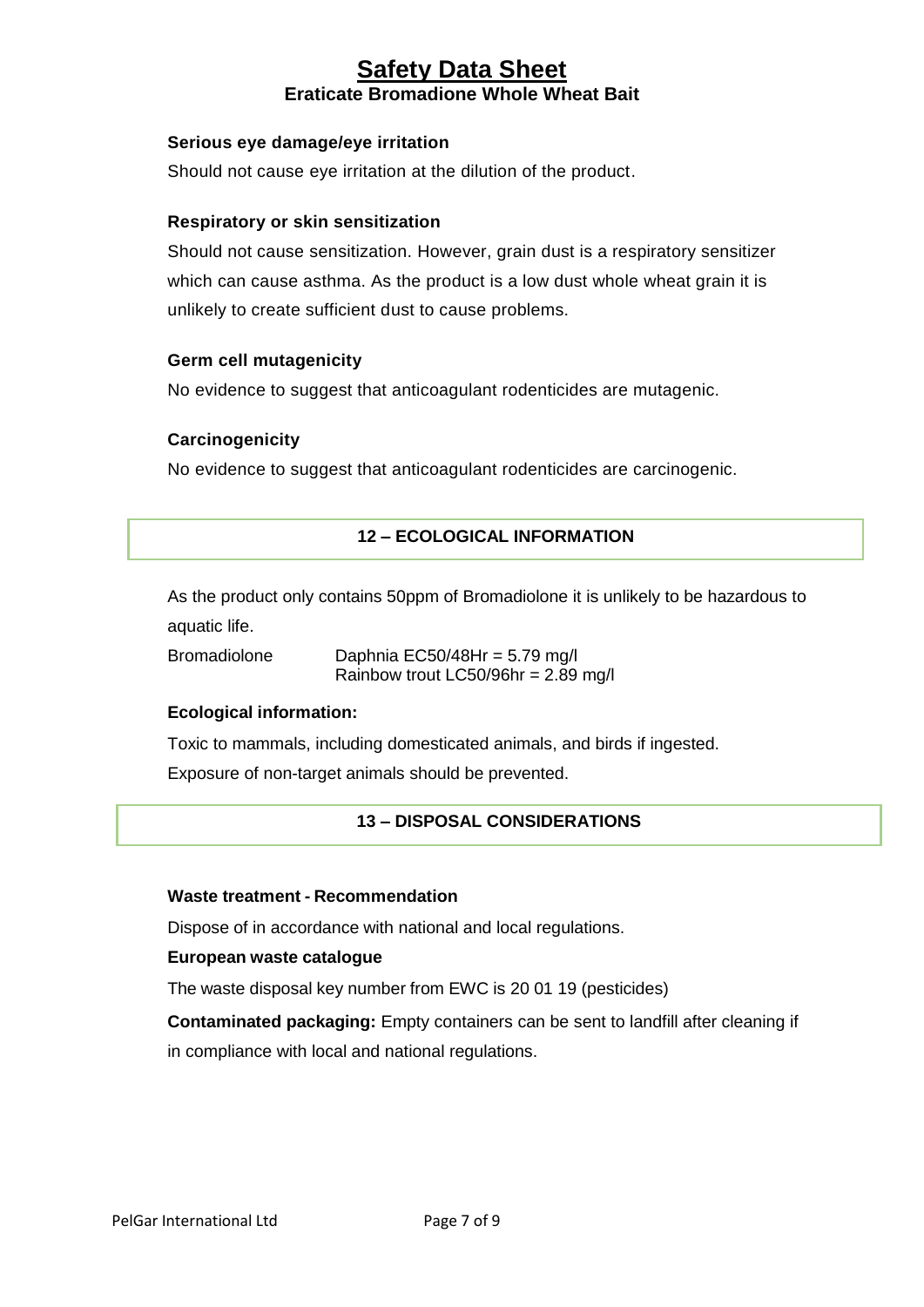#### Serious eye damage/eye irritation

Should not cause eye irritation at the dilution of the product.

#### Respiratory or skin sensitization

Should not cause sensitization. However, grain dust is a respiratory sensitizer which can cause asthma. As the product is a low dust whole wheat grain it is unlikely to create sufficient dust to cause problems.

#### Germ cell mutagenicity

No evidence to suggest that anticoagulant rodenticides are mutagenic.

#### Carcinogenicity

No evidence to suggest that anticoagulant rodenticides are carcinogenic.

## 12 – ECOLOGICAL INFORMATION

As the product only contains 50ppm of Bromadiolone it is unlikely to be hazardous to aquatic life.

| | |
|---|---|
| Bromadiolone | Daphnia EC50/48Hr = 5.79 mg/l<br>Rainbow trout LC50/96hr = 2.89 mg/l |

#### Ecological information:

Toxic to mammals, including domesticated animals, and birds if ingested.

Exposure of non-target animals should be prevented.

## 13 – DISPOSAL CONSIDERATIONS

#### Waste treatment - Recommendation

Dispose of in accordance with national and local regulations.

#### European waste catalogue

The waste disposal key number from EWC is 20 01 19 (pesticides)

**Contaminated packaging:** Empty containers can be sent to landfill after cleaning if in compliance with local and national regulations.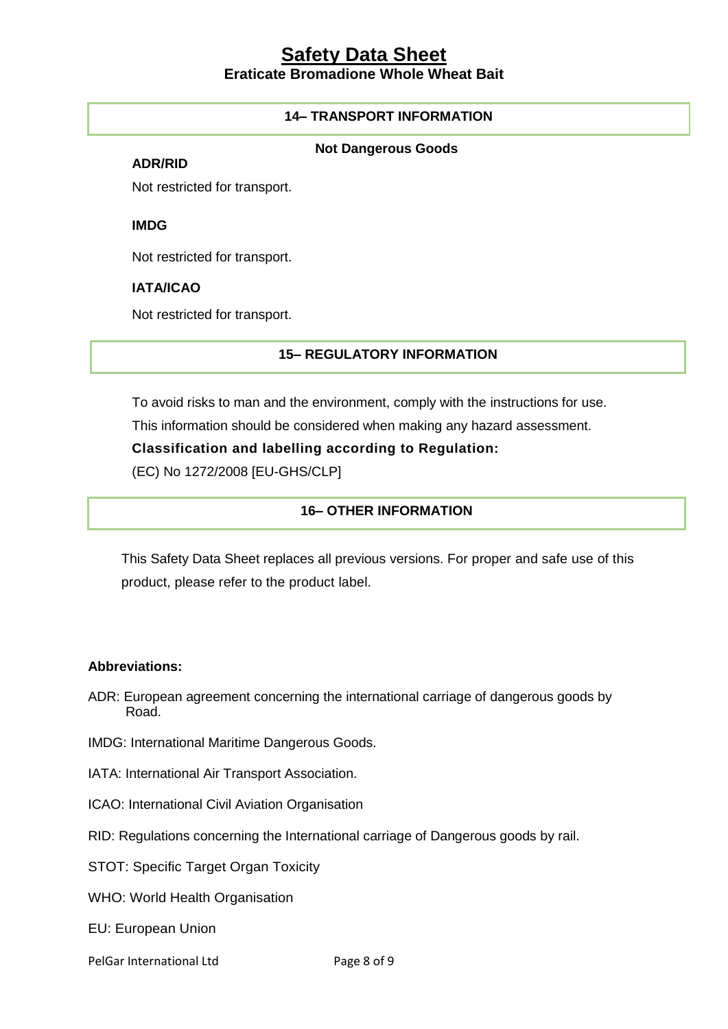## 14– TRANSPORT INFORMATION

**Not Dangerous Goods**

**ADR/RID**

Not restricted for transport.

**IMDG**

Not restricted for transport.

**IATA/ICAO**

Not restricted for transport.

## 15– REGULATORY INFORMATION

To avoid risks to man and the environment, comply with the instructions for use.

This information should be considered when making any hazard assessment.

**Classification and labelling according to Regulation:**

(EC) No 1272/2008 [EU-GHS/CLP]

## 16– OTHER INFORMATION

This Safety Data Sheet replaces all previous versions. For proper and safe use of this product, please refer to the product label.

**Abbreviations:**

ADR: European agreement concerning the international carriage of dangerous goods by Road.

IMDG: International Maritime Dangerous Goods.

IATA: International Air Transport Association.

ICAO: International Civil Aviation Organisation

RID: Regulations concerning the International carriage of Dangerous goods by rail.

STOT: Specific Target Organ Toxicity

WHO: World Health Organisation

EU: European Union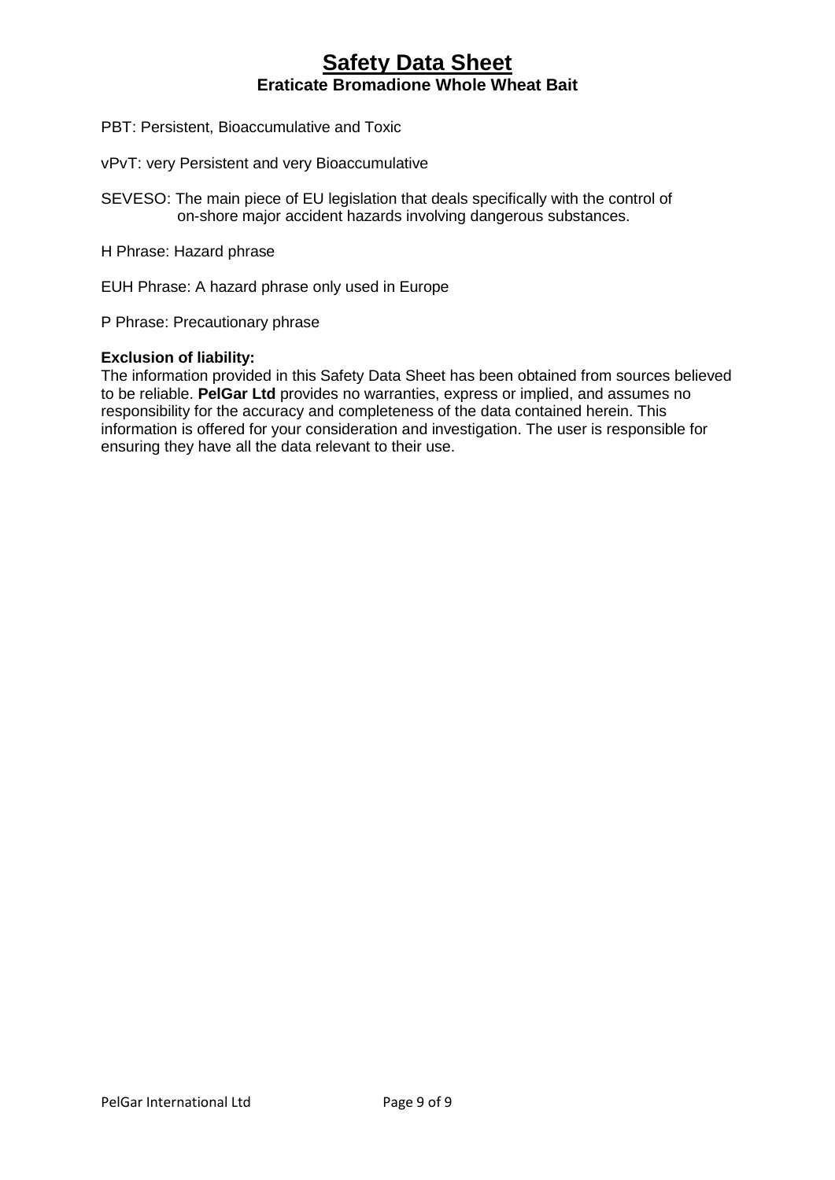PBT: Persistent, Bioaccumulative and Toxic

vPvT: very Persistent and very Bioaccumulative

SEVESO: The main piece of EU legislation that deals specifically with the control of on-shore major accident hazards involving dangerous substances.

H Phrase: Hazard phrase

EUH Phrase: A hazard phrase only used in Europe

P Phrase: Precautionary phrase

**Exclusion of liability:**
The information provided in this Safety Data Sheet has been obtained from sources believed to be reliable. **PelGar Ltd** provides no warranties, express or implied, and assumes no responsibility for the accuracy and completeness of the data contained herein. This information is offered for your consideration and investigation. The user is responsible for ensuring they have all the data relevant to their use.